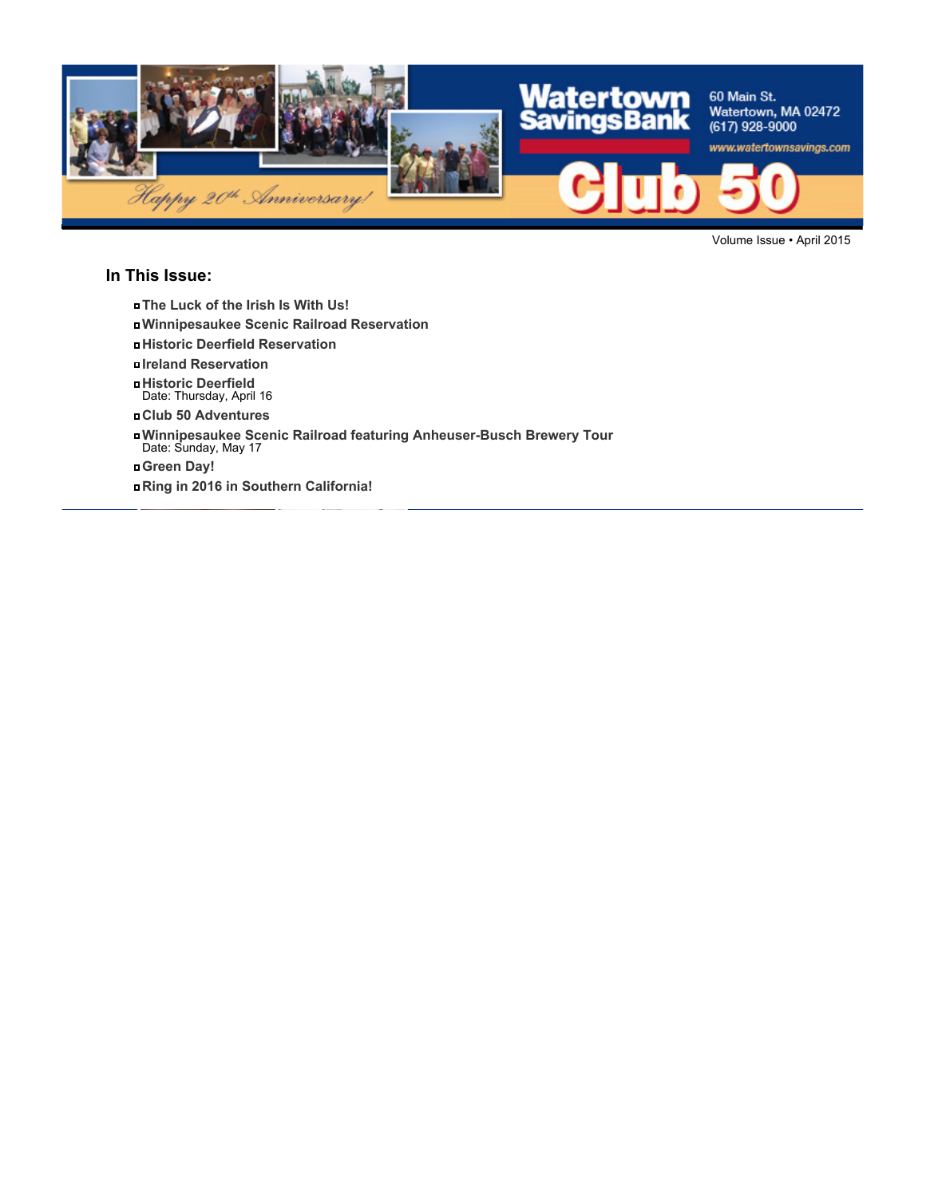Watertown Savings Bank

60 Main St.
Watertown, MA 02472
(617) 928-9000
www.watertownsavings.com

Happy 20th Anniversary!

# Club 50

Volume Issue • April 2015

## In This Issue:

- **The Luck of the Irish Is With Us!**
- **Winnipesaukee Scenic Railroad Reservation**
- **Historic Deerfield Reservation**
- **Ireland Reservation**
- **Historic Deerfield**
  Date: Thursday, April 16
- **Club 50 Adventures**
- **Winnipesaukee Scenic Railroad featuring Anheuser-Busch Brewery Tour**
  Date: Sunday, May 17
- **Green Day!**
- **Ring in 2016 in Southern California!**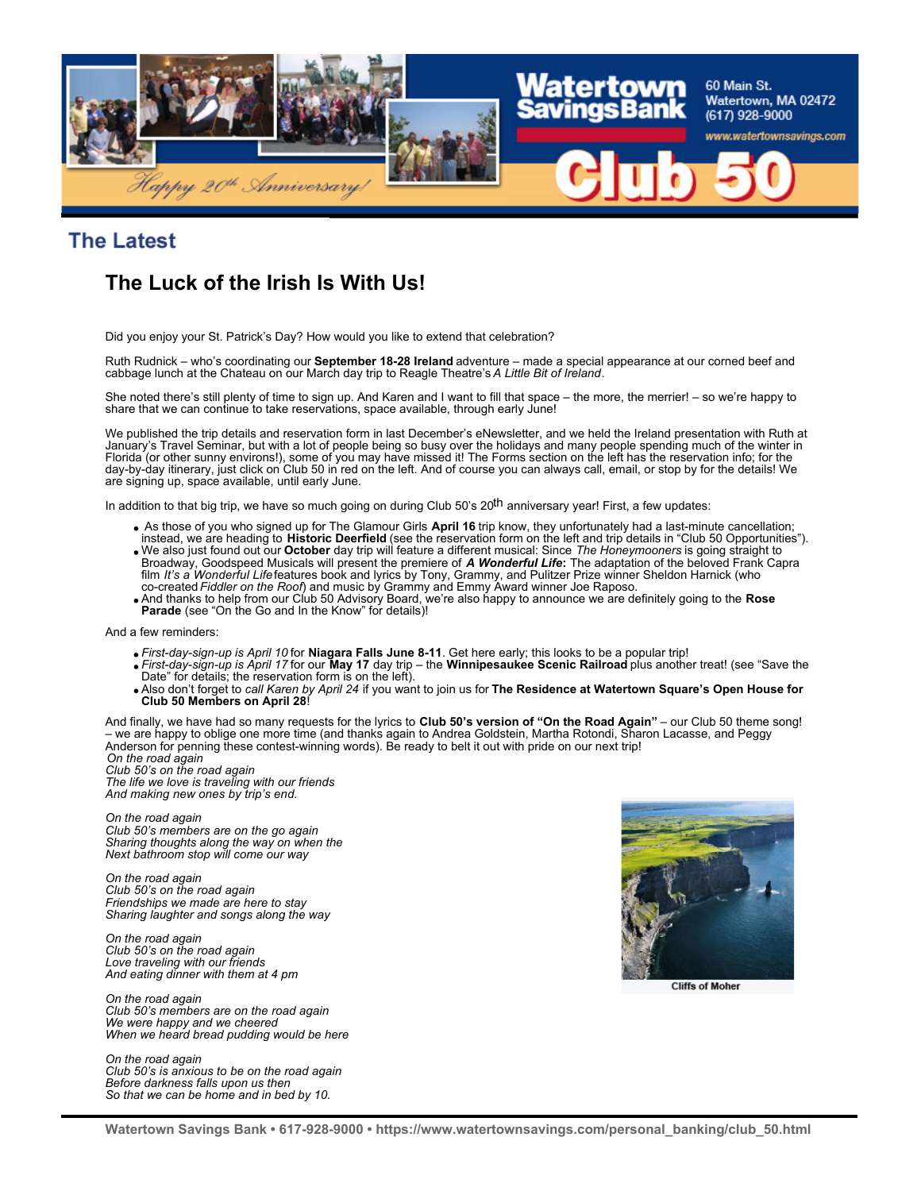## The Latest

# The Luck of the Irish Is With Us!

Did you enjoy your St. Patrick's Day? How would you like to extend that celebration?

Ruth Rudnick – who's coordinating our **September 18-28 Ireland** adventure – made a special appearance at our corned beef and cabbage lunch at the Chateau on our March day trip to Reagle Theatre's *A Little Bit of Ireland*.

She noted there's still plenty of time to sign up. And Karen and I want to fill that space – the more, the merrier! – so we're happy to share that we can continue to take reservations, space available, through early June!

We published the trip details and reservation form in last December's eNewsletter, and we held the Ireland presentation with Ruth at January's Travel Seminar, but with a lot of people being so busy over the holidays and many people spending much of the winter in Florida (or other sunny environs!), some of you may have missed it! The Forms section on the left has the reservation info; for the day-by-day itinerary, just click on Club 50 in red on the left. And of course you can always call, email, or stop by for the details! We are signing up, space available, until early June.

In addition to that big trip, we have so much going on during Club 50's 20th anniversary year! First, a few updates:

- As those of you who signed up for The Glamour Girls **April 16** trip know, they unfortunately had a last-minute cancellation; instead, we are heading to **Historic Deerfield** (see the reservation form on the left and trip details in "Club 50 Opportunities").
- We also just found out our **October** day trip will feature a different musical: Since *The Honeymooners* is going straight to Broadway, Goodspeed Musicals will present the premiere of ***A Wonderful Life***: The adaptation of the beloved Frank Capra film *It's a Wonderful Life* features book and lyrics by Tony, Grammy, and Pulitzer Prize winner Sheldon Harnick (who co-created *Fiddler on the Roof*) and music by Grammy and Emmy Award winner Joe Raposo.
- And thanks to help from our Club 50 Advisory Board, we're also happy to announce we are definitely going to the **Rose Parade** (see "On the Go and In the Know" for details)!

And a few reminders:

- *First-day-sign-up is April 10* for **Niagara Falls June 8-11**. Get here early; this looks to be a popular trip!
- *First-day-sign-up is April 17* for our **May 17** day trip – the **Winnipesaukee Scenic Railroad** plus another treat! (see "Save the Date" for details; the reservation form is on the left).
- Also don't forget to *call Karen by April 24* if you want to join us for **The Residence at Watertown Square's Open House for Club 50 Members on April 28**!

And finally, we have had so many requests for the lyrics to **Club 50's version of "On the Road Again"** – our Club 50 theme song! – we are happy to oblige one more time (and thanks again to Andrea Goldstein, Martha Rotondi, Sharon Lacasse, and Peggy Anderson for penning these contest-winning words). Be ready to belt it out with pride on our next trip!

*On the road again*
*Club 50's on the road again*
*The life we love is traveling with our friends*
*And making new ones by trip's end.*

*On the road again*
*Club 50's members are on the go again*
*Sharing thoughts along the way on when the*
*Next bathroom stop will come our way*

*On the road again*
*Club 50's on the road again*
*Friendships we made are here to stay*
*Sharing laughter and songs along the way*

*On the road again*
*Club 50's on the road again*
*Love traveling with our friends*
*And eating dinner with them at 4 pm*

*On the road again*
*Club 50's members are on the road again*
*We were happy and we cheered*
*When we heard bread pudding would be here*

*On the road again*
*Club 50's is anxious to be on the road again*
*Before darkness falls upon us then*
*So that we can be home and in bed by 10.*

Cliffs of Moher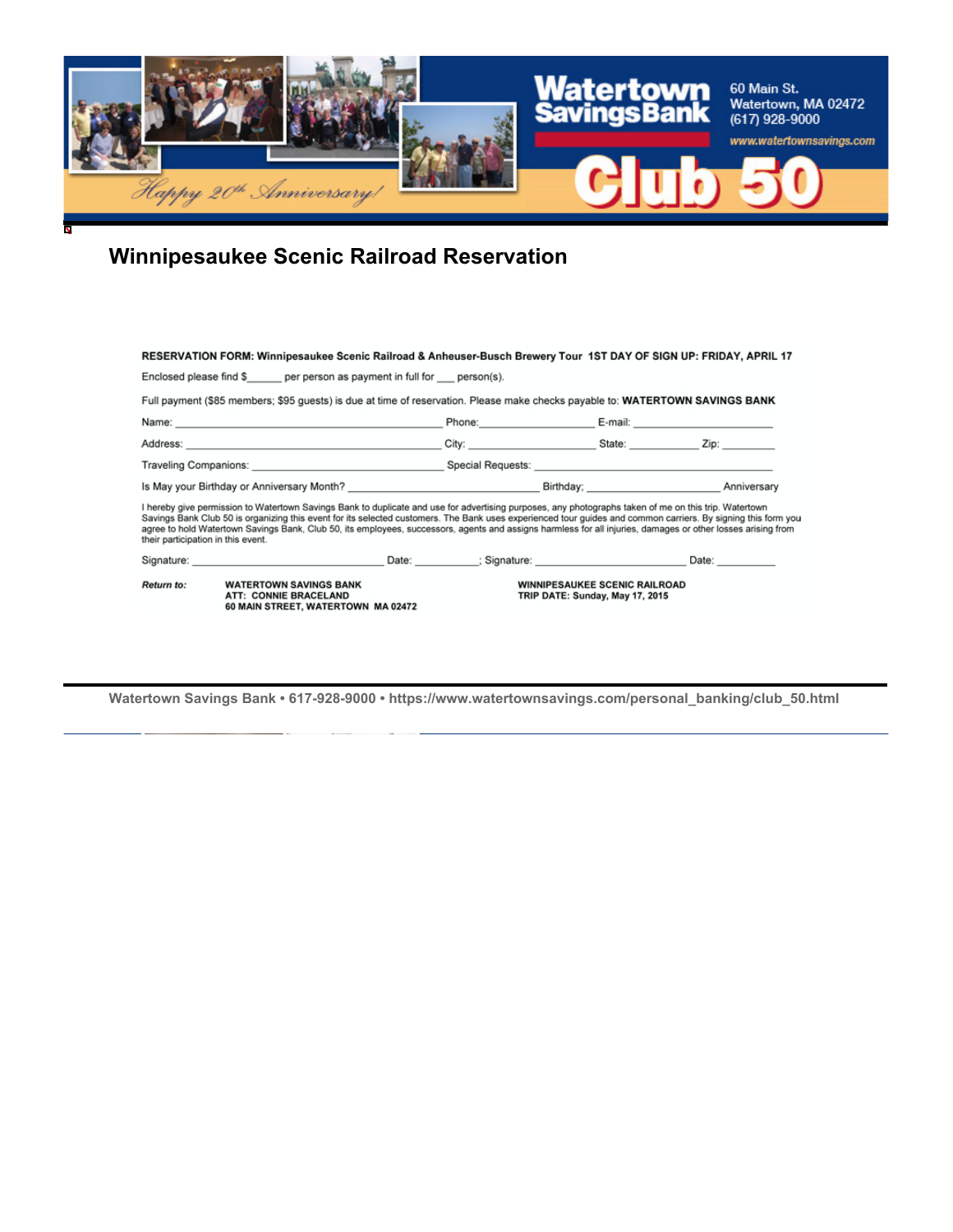# Winnipesaukee Scenic Railroad Reservation

**RESERVATION FORM: Winnipesaukee Scenic Railroad & Anheuser-Busch Brewery Tour 1ST DAY OF SIGN UP: FRIDAY, APRIL 17**

Enclosed please find $______ per person as payment in full for ___ person(s).

Full payment ($85 members; $95 guests) is due at time of reservation. Please make checks payable to: **WATERTOWN SAVINGS BANK**

Name: ______________________ Phone: ______________ E-mail: ______________

Address: ______________________ City: ______________ State: __________ Zip: __________

Traveling Companions: ______________________ Special Requests: ______________________

Is May your Birthday or Anniversary Month? ______________________ Birthday; ______________ Anniversary

I hereby give permission to Watertown Savings Bank to duplicate and use for advertising purposes, any photographs taken of me on this trip. Watertown Savings Bank Club 50 is organizing this event for its selected customers. The Bank uses experienced tour guides and common carriers. By signing this form you agree to hold Watertown Savings Bank, Club 50, its employees, successors, agents and assigns harmless for all injuries, damages or other losses arising from their participation in this event.

Signature: ______________________ Date: __________; Signature: ______________________ Date: __________

***Return to:***

**WATERTOWN SAVINGS BANK**
**ATT: CONNIE BRACELAND**
**60 MAIN STREET, WATERTOWN MA 02472**

**WINNIPESAUKEE SCENIC RAILROAD**
**TRIP DATE: Sunday, May 17, 2015**

Watertown Savings Bank • 617-928-9000 • https://www.watertownsavings.com/personal_banking/club_50.html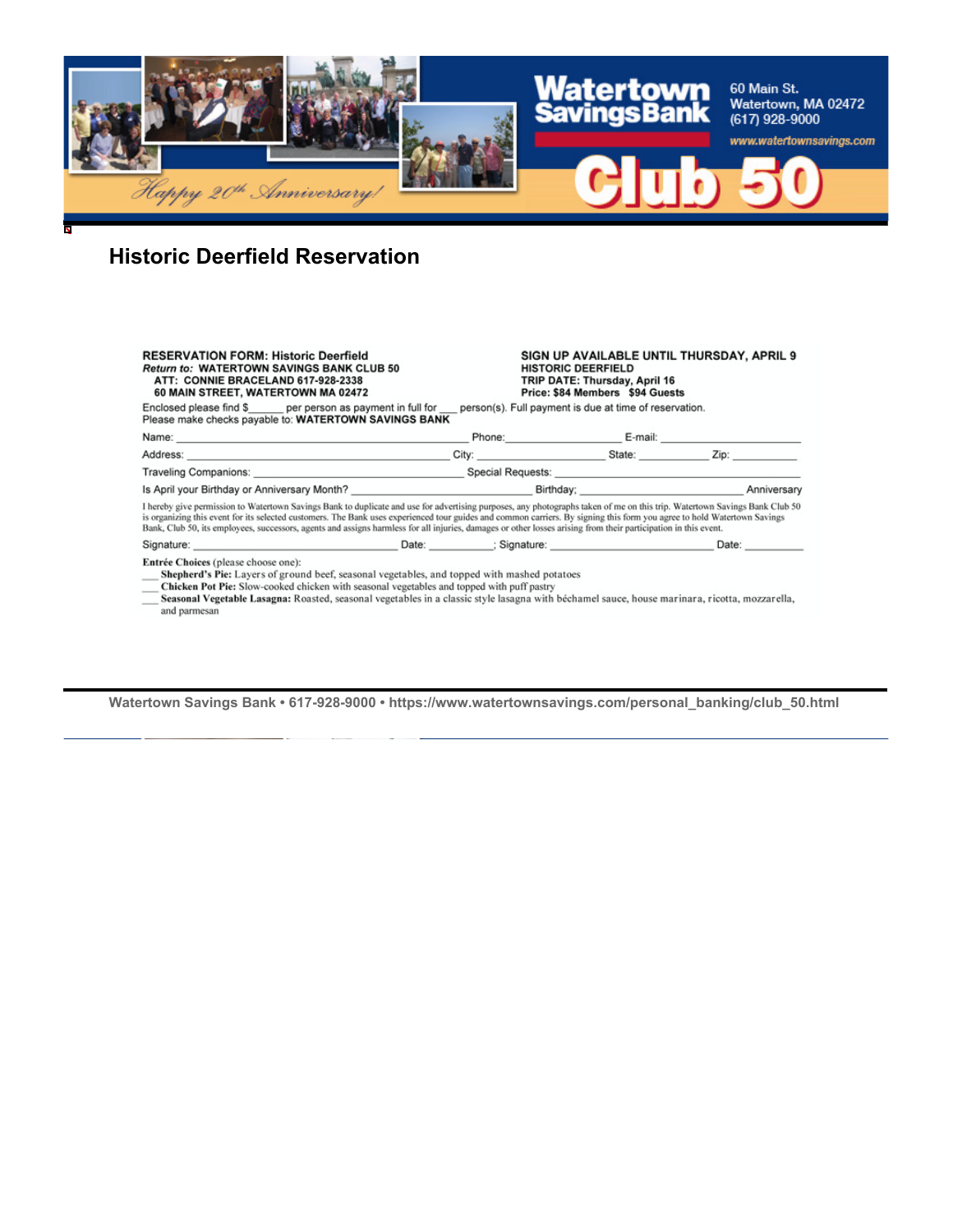# Historic Deerfield Reservation

**RESERVATION FORM: Historic Deerfield**
***Return to:*** **WATERTOWN SAVINGS BANK CLUB 50**
**ATT: CONNIE BRACELAND 617-928-2338**
**60 MAIN STREET, WATERTOWN MA 02472**

**SIGN UP AVAILABLE UNTIL THURSDAY, APRIL 9**
**HISTORIC DEERFIELD**
**TRIP DATE: Thursday, April 16**
**Price: $84 Members $94 Guests**

Enclosed please find $______ per person as payment in full for ___ person(s). Full payment is due at time of reservation.
Please make checks payable to: **WATERTOWN SAVINGS BANK**

Name: ______________________________ Phone: ________________ E-mail: ________________

Address: ______________________________ City: ________________ State: __________ Zip: __________

Traveling Companions: ______________________________ Special Requests: ______________________________

Is April your Birthday or Anniversary Month? ____________________ Birthday; ____________________ Anniversary

I hereby give permission to Watertown Savings Bank to duplicate and use for advertising purposes, any photographs taken of me on this trip. Watertown Savings Bank Club 50 is organizing this event for its selected customers. The Bank uses experienced tour guides and common carriers. By signing this form you agree to hold Watertown Savings Bank, Club 50, its employees, successors, agents and assigns harmless for all injuries, damages or other losses arising from their participation in this event.

Signature: ______________________________ Date: __________; Signature: ______________________________ Date: __________

**Entrée Choices** (please choose one):

___ **Shepherd's Pie:** Layers of ground beef, seasonal vegetables, and topped with mashed potatoes
___ **Chicken Pot Pie:** Slow-cooked chicken with seasonal vegetables and topped with puff pastry
___ **Seasonal Vegetable Lasagna:** Roasted, seasonal vegetables in a classic style lasagna with béchamel sauce, house marinara, ricotta, mozzarella, and parmesan

Watertown Savings Bank • 617-928-9000 • https://www.watertownsavings.com/personal_banking/club_50.html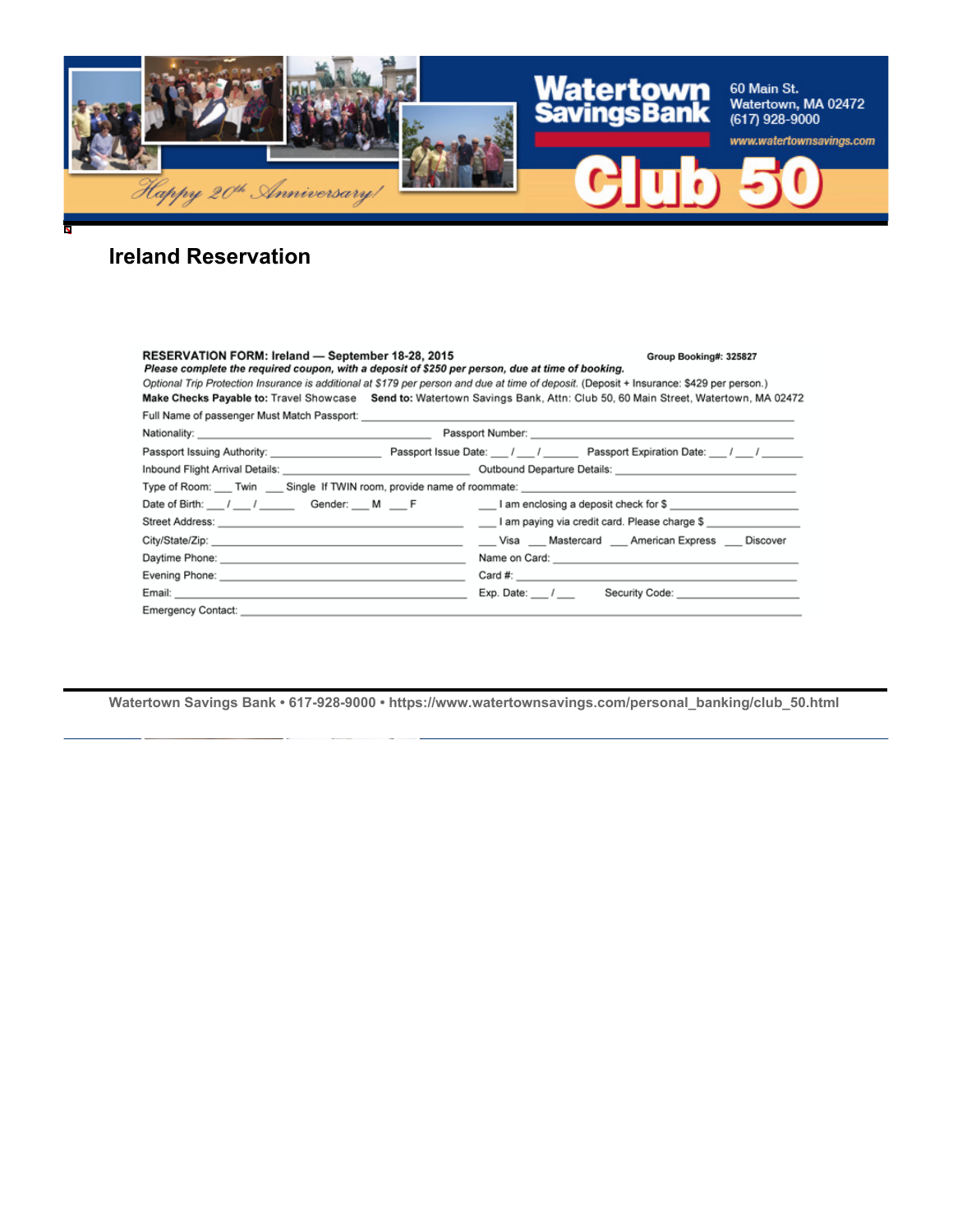Watertown Savings Bank

60 Main St.
Watertown, MA 02472
(617) 928-9000
www.watertownsavings.com

Happy 20th Anniversary!

Club 50

# Ireland Reservation

**RESERVATION FORM: Ireland — September 18-28, 2015** **Group Booking#: 325827**

***Please complete the required coupon, with a deposit of $250 per person, due at time of booking.***

*Optional Trip Protection Insurance is additional at $179 per person and due at time of deposit.* (Deposit + Insurance: $429 per person.)

**Make Checks Payable to:** Travel Showcase **Send to:** Watertown Savings Bank, Attn: Club 50, 60 Main Street, Watertown, MA 02472

Full Name of passenger Must Match Passport: ______________________________

Nationality: ____________________ Passport Number: ____________________

Passport Issuing Authority: ______________ Passport Issue Date: ___ / ___ / _____ Passport Expiration Date: ___ / ___ / _____

Inbound Flight Arrival Details: ______________ Outbound Departure Details: ______________

Type of Room: ___ Twin ___ Single If TWIN room, provide name of roommate: ______________

Date of Birth: ___ / ___ / _____ Gender: ___ M ___ F

___ I am enclosing a deposit check for $ ______________

Street Address: ______________________

___ I am paying via credit card. Please charge $ ______________

City/State/Zip: ______________________

___ Visa ___ Mastercard ___ American Express ___ Discover

Daytime Phone: ______________________ Name on Card: ______________________

Evening Phone: ______________________ Card #: ______________________

Email: ______________________ Exp. Date: ___ / ___ Security Code: ______________

Emergency Contact: ______________________________

Watertown Savings Bank • 617-928-9000 • https://www.watertownsavings.com/personal_banking/club_50.html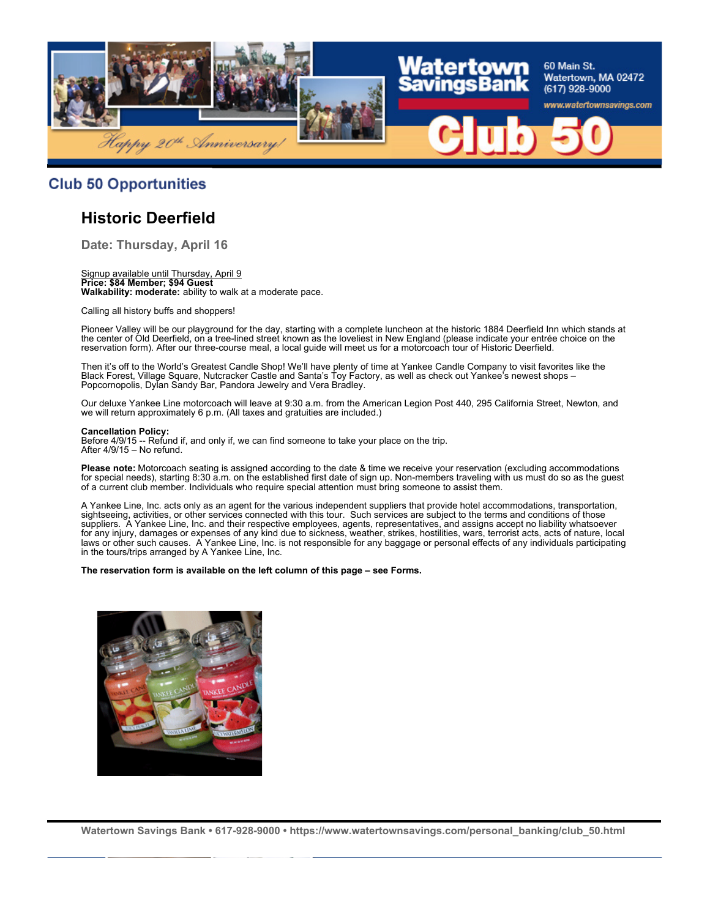## Club 50 Opportunities

### Historic Deerfield

**Date: Thursday, April 16**

Signup available until Thursday, April 9
**Price: $84 Member; $94 Guest**
**Walkability: moderate:** ability to walk at a moderate pace.

Calling all history buffs and shoppers!

Pioneer Valley will be our playground for the day, starting with a complete luncheon at the historic 1884 Deerfield Inn which stands at the center of Old Deerfield, on a tree-lined street known as the loveliest in New England (please indicate your entrée choice on the reservation form). After our three-course meal, a local guide will meet us for a motorcoach tour of Historic Deerfield.

Then it's off to the World's Greatest Candle Shop! We'll have plenty of time at Yankee Candle Company to visit favorites like the Black Forest, Village Square, Nutcracker Castle and Santa's Toy Factory, as well as check out Yankee's newest shops – Popcornopolis, Dylan Sandy Bar, Pandora Jewelry and Vera Bradley.

Our deluxe Yankee Line motorcoach will leave at 9:30 a.m. from the American Legion Post 440, 295 California Street, Newton, and we will return approximately 6 p.m. (All taxes and gratuities are included.)

**Cancellation Policy:**
Before 4/9/15 -- Refund if, and only if, we can find someone to take your place on the trip.
After 4/9/15 – No refund.

**Please note:** Motorcoach seating is assigned according to the date & time we receive your reservation (excluding accommodations for special needs), starting 8:30 a.m. on the established first date of sign up. Non-members traveling with us must do so as the guest of a current club member. Individuals who require special attention must bring someone to assist them.

A Yankee Line, Inc. acts only as an agent for the various independent suppliers that provide hotel accommodations, transportation, sightseeing, activities, or other services connected with this tour. Such services are subject to the terms and conditions of those suppliers. A Yankee Line, Inc. and their respective employees, agents, representatives, and assigns accept no liability whatsoever for any injury, damages or expenses of any kind due to sickness, weather, strikes, hostilities, wars, terrorist acts, acts of nature, local laws or other such causes. A Yankee Line, Inc. is not responsible for any baggage or personal effects of any individuals participating in the tours/trips arranged by A Yankee Line, Inc.

**The reservation form is available on the left column of this page – see Forms.**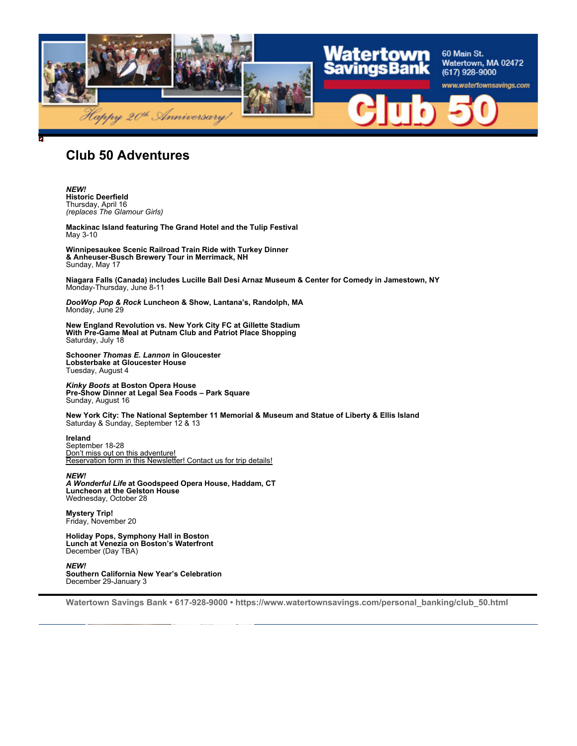Watertown Savings Bank

60 Main St.
Watertown, MA 02472
(617) 928-9000
www.watertownsavings.com

Happy 20th Anniversary!

Club 50

## Club 50 Adventures

***NEW!***
**Historic Deerfield**
Thursday, April 16
*(replaces The Glamour Girls)*

**Mackinac Island featuring The Grand Hotel and the Tulip Festival**
May 3-10

**Winnipesaukee Scenic Railroad Train Ride with Turkey Dinner**
**& Anheuser-Busch Brewery Tour in Merrimack, NH**
Sunday, May 17

**Niagara Falls (Canada) includes Lucille Ball Desi Arnaz Museum & Center for Comedy in Jamestown, NY**
Monday-Thursday, June 8-11

***DooWop Pop & Rock* Luncheon & Show, Lantana's, Randolph, MA**
Monday, June 29

**New England Revolution vs. New York City FC at Gillette Stadium**
**With Pre-Game Meal at Putnam Club and Patriot Place Shopping**
Saturday, July 18

**Schooner *Thomas E. Lannon* in Gloucester**
**Lobsterbake at Gloucester House**
Tuesday, August 4

***Kinky Boots* at Boston Opera House**
**Pre-Show Dinner at Legal Sea Foods – Park Square**
Sunday, August 16

**New York City: The National September 11 Memorial & Museum and Statue of Liberty & Ellis Island**
Saturday & Sunday, September 12 & 13

**Ireland**
September 18-28
Don't miss out on this adventure!
Reservation form in this Newsletter! Contact us for trip details!

***NEW!***
***A Wonderful Life* at Goodspeed Opera House, Haddam, CT**
**Luncheon at the Gelston House**
Wednesday, October 28

**Mystery Trip!**
Friday, November 20

**Holiday Pops, Symphony Hall in Boston**
**Lunch at Venezia on Boston's Waterfront**
December (Day TBA)

***NEW!***
**Southern California New Year's Celebration**
December 29-January 3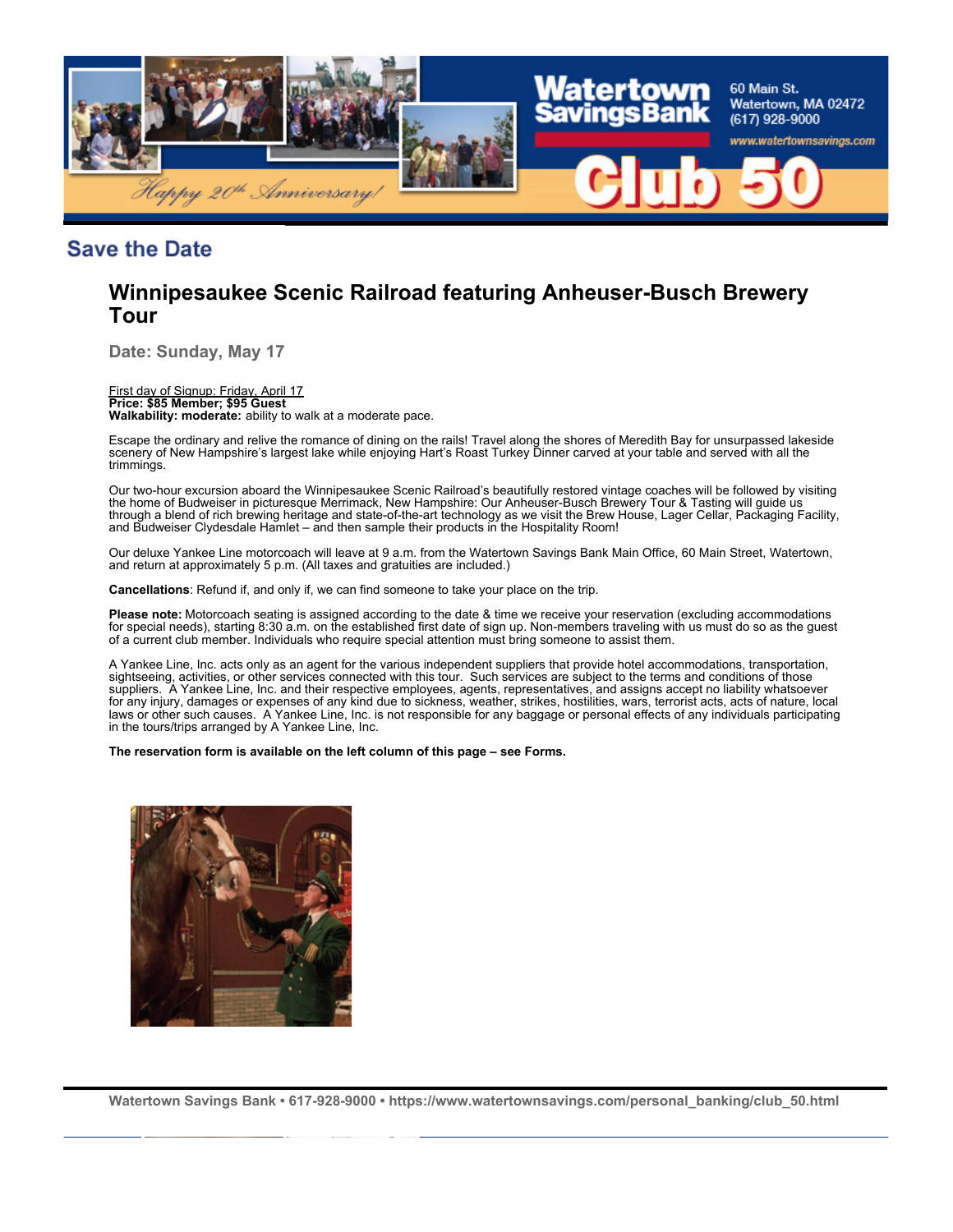## Save the Date

### Winnipesaukee Scenic Railroad featuring Anheuser-Busch Brewery Tour

**Date: Sunday, May 17**

First day of Signup: Friday, April 17
**Price: $85 Member; $95 Guest**
**Walkability: moderate:** ability to walk at a moderate pace.

Escape the ordinary and relive the romance of dining on the rails! Travel along the shores of Meredith Bay for unsurpassed lakeside scenery of New Hampshire's largest lake while enjoying Hart's Roast Turkey Dinner carved at your table and served with all the trimmings.

Our two-hour excursion aboard the Winnipesaukee Scenic Railroad's beautifully restored vintage coaches will be followed by visiting the home of Budweiser in picturesque Merrimack, New Hampshire: Our Anheuser-Busch Brewery Tour & Tasting will guide us through a blend of rich brewing heritage and state-of-the-art technology as we visit the Brew House, Lager Cellar, Packaging Facility, and Budweiser Clydesdale Hamlet – and then sample their products in the Hospitality Room!

Our deluxe Yankee Line motorcoach will leave at 9 a.m. from the Watertown Savings Bank Main Office, 60 Main Street, Watertown, and return at approximately 5 p.m. (All taxes and gratuities are included.)

**Cancellations**: Refund if, and only if, we can find someone to take your place on the trip.

**Please note:** Motorcoach seating is assigned according to the date & time we receive your reservation (excluding accommodations for special needs), starting 8:30 a.m. on the established first date of sign up. Non-members traveling with us must do so as the guest of a current club member. Individuals who require special attention must bring someone to assist them.

A Yankee Line, Inc. acts only as an agent for the various independent suppliers that provide hotel accommodations, transportation, sightseeing, activities, or other services connected with this tour. Such services are subject to the terms and conditions of those suppliers. A Yankee Line, Inc. and their respective employees, agents, representatives, and assigns accept no liability whatsoever for any injury, damages or expenses of any kind due to sickness, weather, strikes, hostilities, wars, terrorist acts, acts of nature, local laws or other such causes. A Yankee Line, Inc. is not responsible for any baggage or personal effects of any individuals participating in the tours/trips arranged by A Yankee Line, Inc.

**The reservation form is available on the left column of this page – see Forms.**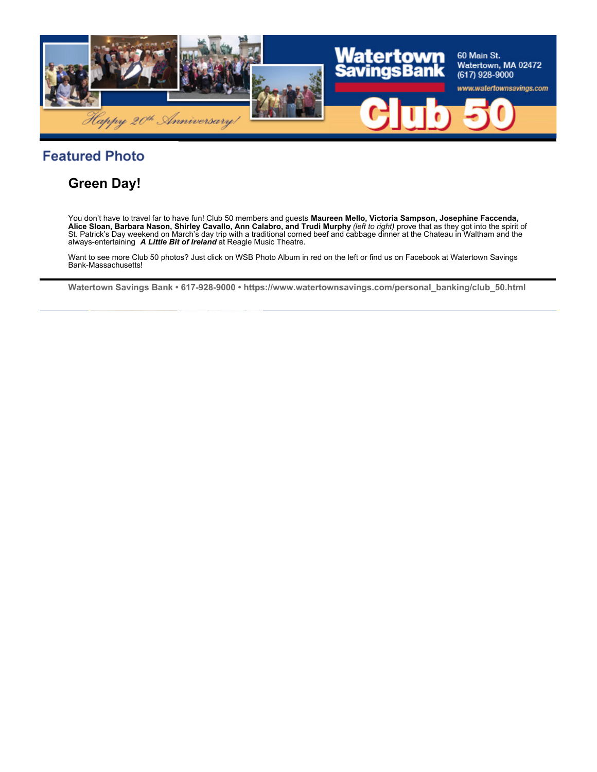## Featured Photo

### Green Day!

You don't have to travel far to have fun! Club 50 members and guests **Maureen Mello, Victoria Sampson, Josephine Faccenda, Alice Sloan, Barbara Nason, Shirley Cavallo, Ann Calabro, and Trudi Murphy** *(left to right)* prove that as they got into the spirit of St. Patrick's Day weekend on March's day trip with a traditional corned beef and cabbage dinner at the Chateau in Waltham and the always-entertaining ***A Little Bit of Ireland*** at Reagle Music Theatre.

Want to see more Club 50 photos? Just click on WSB Photo Album in red on the left or find us on Facebook at Watertown Savings Bank-Massachusetts!

---

**Watertown Savings Bank • 617-928-9000 • https://www.watertownsavings.com/personal_banking/club_50.html**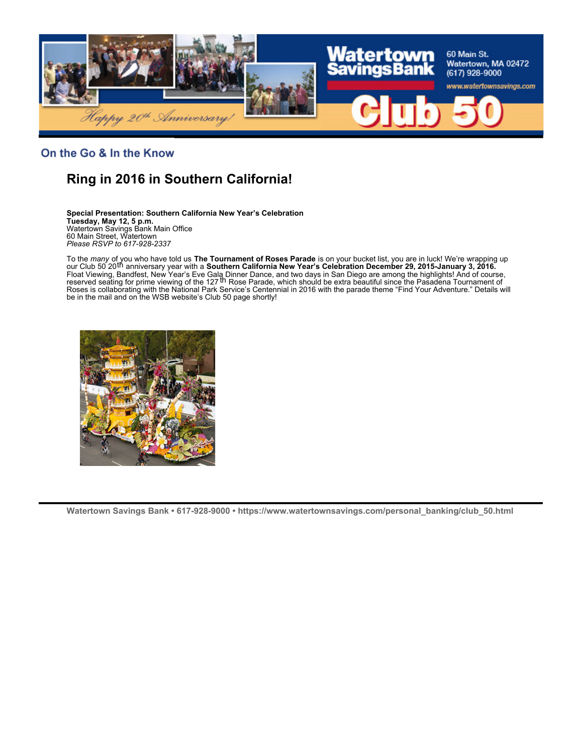## On the Go & In the Know

# Ring in 2016 in Southern California!

**Special Presentation: Southern California New Year's Celebration**
**Tuesday, May 12, 5 p.m.**
Watertown Savings Bank Main Office
60 Main Street, Watertown
*Please RSVP to 617-928-2337*

To the *many* of you who have told us **The Tournament of Roses Parade** is on your bucket list, you are in luck! We're wrapping up our Club 50 20th anniversary year with a **Southern California New Year's Celebration December 29, 2015-January 3, 2016.** Float Viewing, Bandfest, New Year's Eve Gala Dinner Dance, and two days in San Diego are among the highlights! And of course, reserved seating for prime viewing of the 127th Rose Parade, which should be extra beautiful since the Pasadena Tournament of Roses is collaborating with the National Park Service's Centennial in 2016 with the parade theme "Find Your Adventure." Details will be in the mail and on the WSB website's Club 50 page shortly!